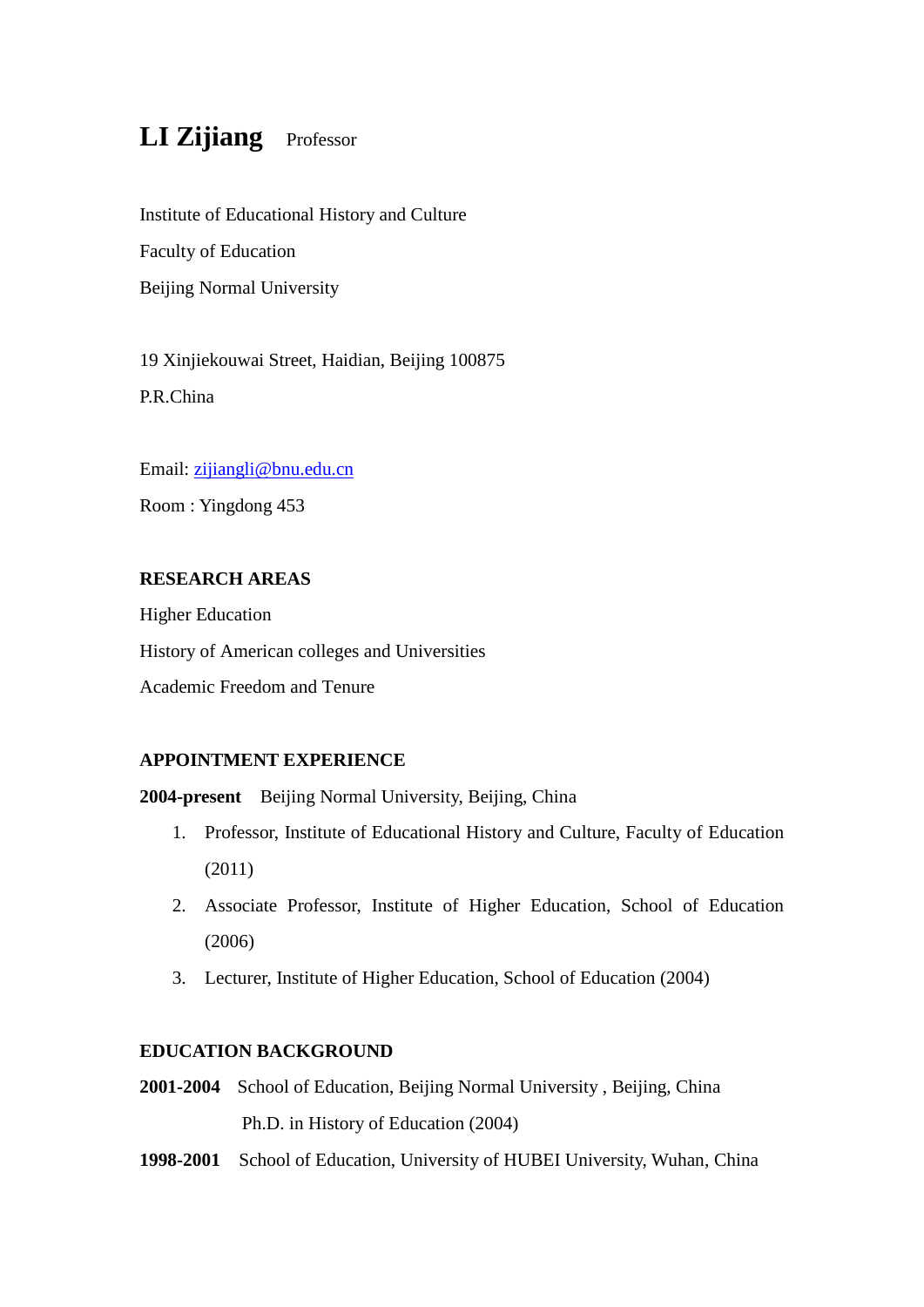# LI Zijiang Professor

Institute of Educational History and Culture

Faculty of Education

Beijing Normal University

19 Xinjiekouwai Street, Haidian, Beijing 100875

P.R.China

Email: zijiangli@bnu.edu.cn

Room : Yingdong 453

## RESEARCH AREAS

Higher Education

History of American colleges and Universities

Academic Freedom and Tenure

## APPOINTMENT EXPERIENCE

**2004-present** Beijing Normal University, Beijing, China

1. Professor, Institute of Educational History and Culture, Faculty of Education (2011)
2. Associate Professor, Institute of Higher Education, School of Education (2006)
3. Lecturer, Institute of Higher Education, School of Education (2004)

## EDUCATION BACKGROUND

**2001-2004** School of Education, Beijing Normal University , Beijing, China

Ph.D. in History of Education (2004)

**1998-2001** School of Education, University of HUBEI University, Wuhan, China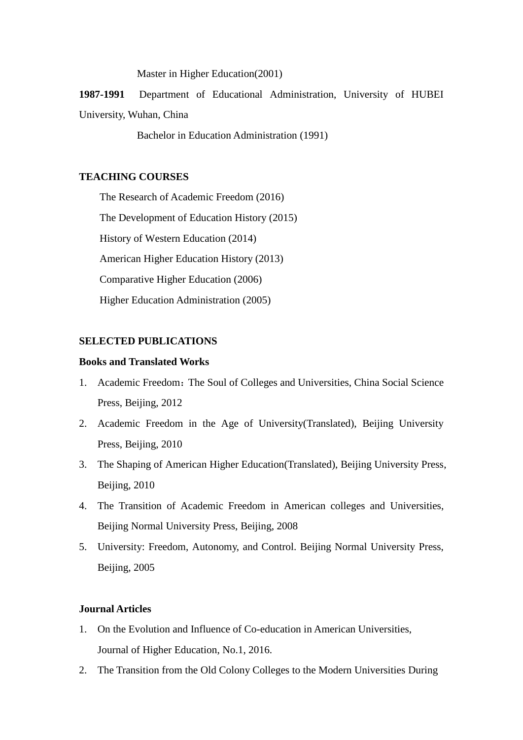Master in Higher Education(2001)

**1987-1991** Department of Educational Administration, University of HUBEI University, Wuhan, China

Bachelor in Education Administration (1991)

**TEACHING COURSES**

The Research of Academic Freedom (2016)

The Development of Education History (2015)

History of Western Education (2014)

American Higher Education History (2013)

Comparative Higher Education (2006)

Higher Education Administration (2005)

**SELECTED PUBLICATIONS**

**Books and Translated Works**

1. Academic Freedom：The Soul of Colleges and Universities, China Social Science Press, Beijing, 2012
2. Academic Freedom in the Age of University(Translated), Beijing University Press, Beijing, 2010
3. The Shaping of American Higher Education(Translated), Beijing University Press, Beijing, 2010
4. The Transition of Academic Freedom in American colleges and Universities, Beijing Normal University Press, Beijing, 2008
5. University: Freedom, Autonomy, and Control. Beijing Normal University Press, Beijing, 2005

**Journal Articles**

1. On the Evolution and Influence of Co-education in American Universities, Journal of Higher Education, No.1, 2016.
2. The Transition from the Old Colony Colleges to the Modern Universities During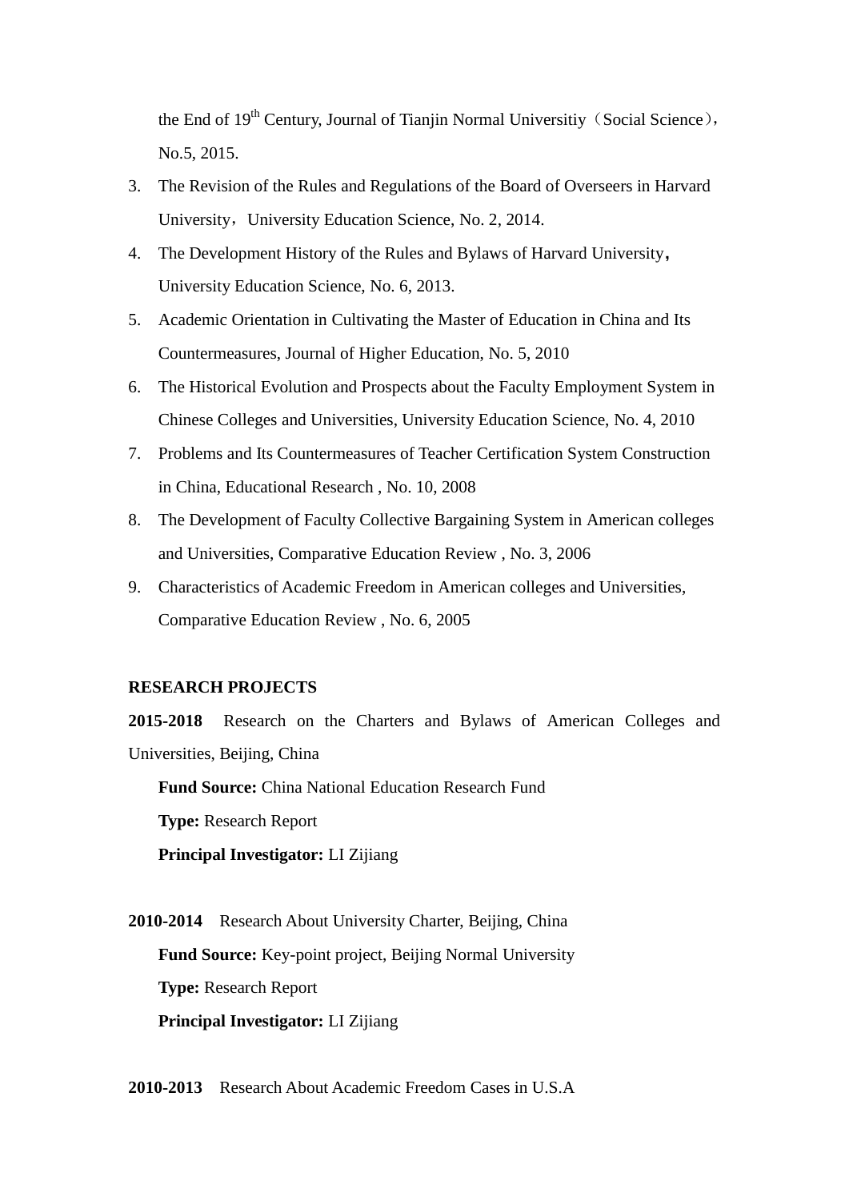the End of 19th Century, Journal of Tianjin Normal Universitiy（Social Science），No.5, 2015.

3. The Revision of the Rules and Regulations of the Board of Overseers in Harvard University，University Education Science, No. 2, 2014.
4. The Development History of the Rules and Bylaws of Harvard University，University Education Science, No. 6, 2013.
5. Academic Orientation in Cultivating the Master of Education in China and Its Countermeasures, Journal of Higher Education, No. 5, 2010
6. The Historical Evolution and Prospects about the Faculty Employment System in Chinese Colleges and Universities, University Education Science, No. 4, 2010
7. Problems and Its Countermeasures of Teacher Certification System Construction in China, Educational Research , No. 10, 2008
8. The Development of Faculty Collective Bargaining System in American colleges and Universities, Comparative Education Review , No. 3, 2006
9. Characteristics of Academic Freedom in American colleges and Universities, Comparative Education Review , No. 6, 2005

**RESEARCH PROJECTS**

**2015-2018** Research on the Charters and Bylaws of American Colleges and Universities, Beijing, China

**Fund Source:** China National Education Research Fund

**Type:** Research Report

**Principal Investigator:** LI Zijiang

**2010-2014** Research About University Charter, Beijing, China

**Fund Source:** Key-point project, Beijing Normal University

**Type:** Research Report

**Principal Investigator:** LI Zijiang

**2010-2013** Research About Academic Freedom Cases in U.S.A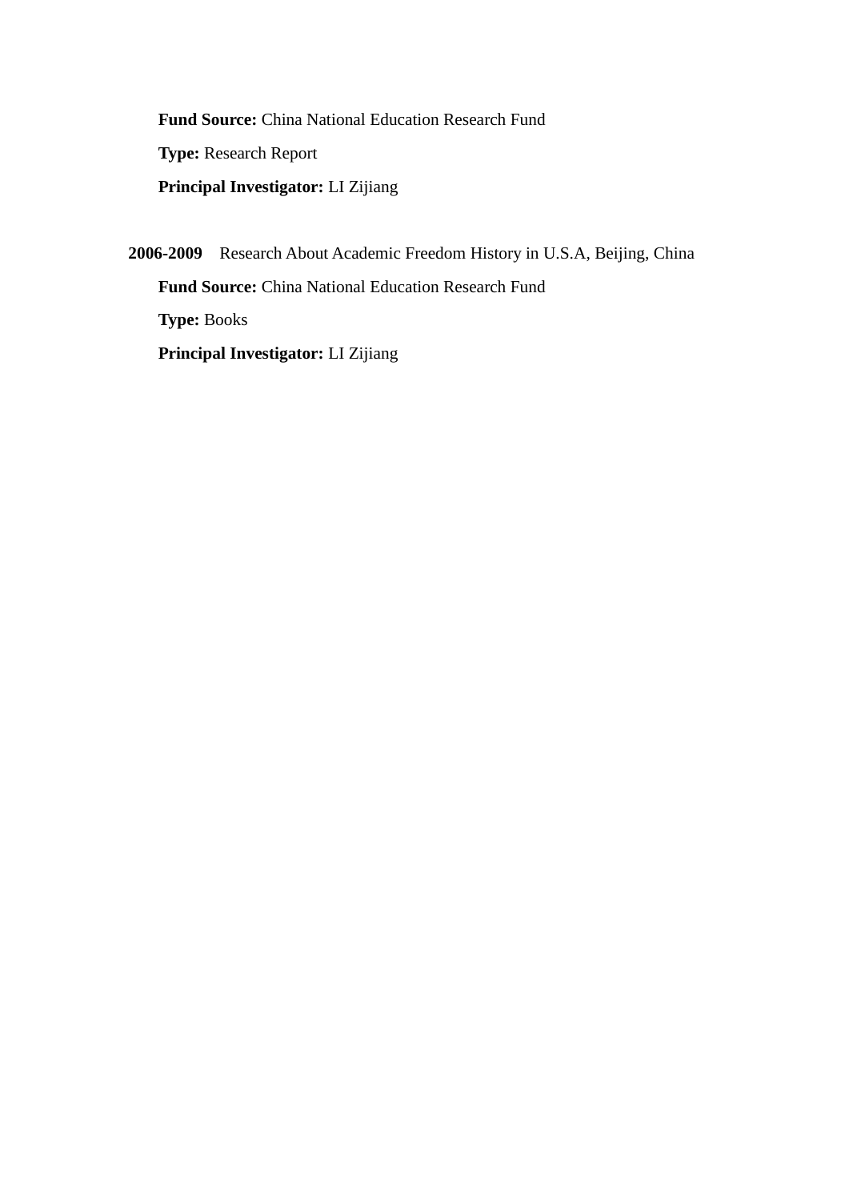**Fund Source:** China National Education Research Fund

**Type:** Research Report

**Principal Investigator:** LI Zijiang

**2006-2009** Research About Academic Freedom History in U.S.A, Beijing, China

**Fund Source:** China National Education Research Fund

**Type:** Books

**Principal Investigator:** LI Zijiang